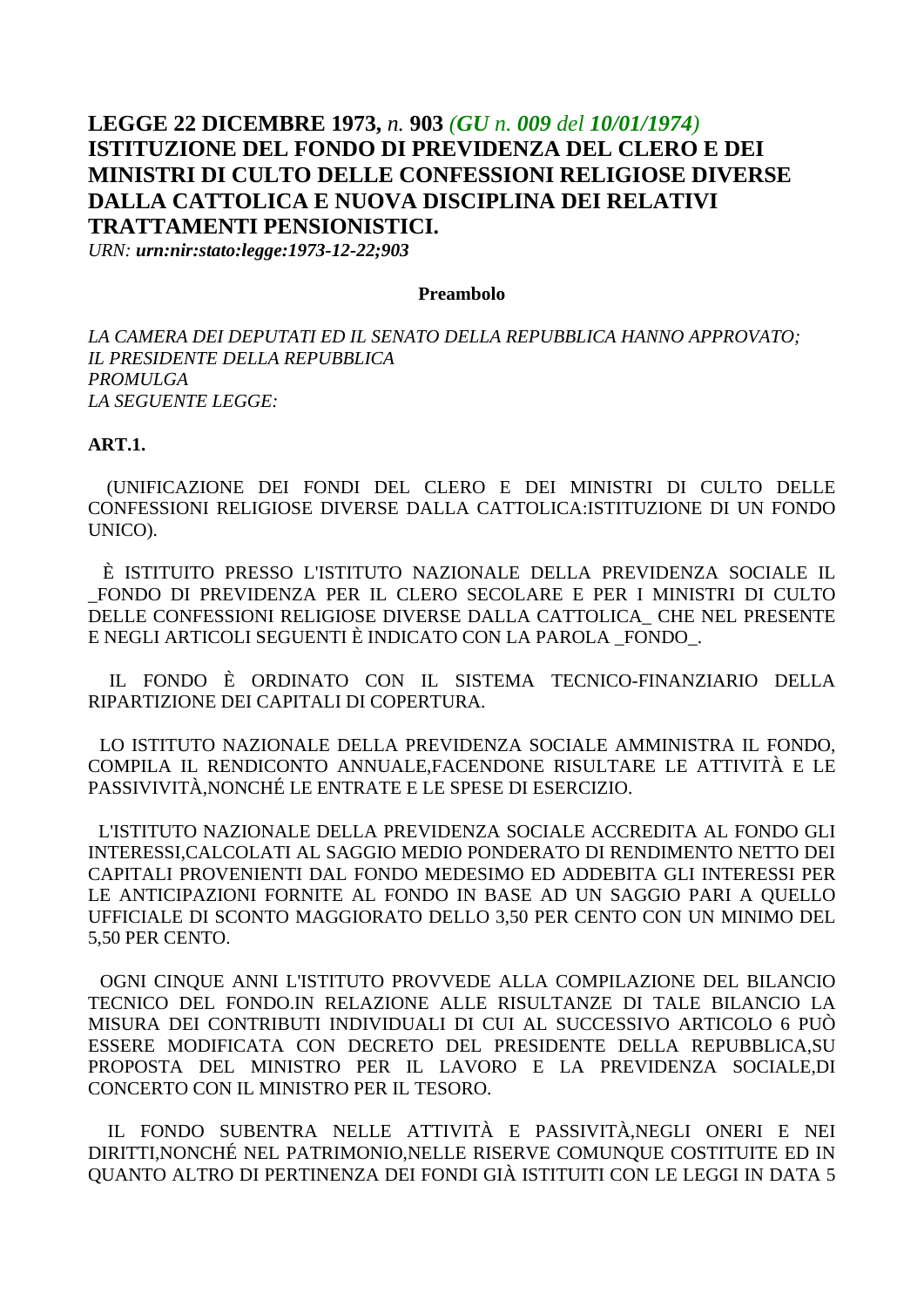# LEGGE 22 DICEMBRE 1973, *n.* 903 *(GU n. 009 del 10/01/1974)*

# ISTITUZIONE DEL FONDO DI PREVIDENZA DEL CLERO E DEI MINISTRI DI CULTO DELLE CONFESSIONI RELIGIOSE DIVERSE DALLA CATTOLICA E NUOVA DISCIPLINA DEI RELATIVI TRATTAMENTI PENSIONISTICI.

*URN: **urn:nir:stato:legge:1973-12-22;903***

**Preambolo**

*LA CAMERA DEI DEPUTATI ED IL SENATO DELLA REPUBBLICA HANNO APPROVATO;*
*IL PRESIDENTE DELLA REPUBBLICA*
*PROMULGA*
*LA SEGUENTE LEGGE:*

**ART.1.**

(UNIFICAZIONE DEI FONDI DEL CLERO E DEI MINISTRI DI CULTO DELLE CONFESSIONI RELIGIOSE DIVERSE DALLA CATTOLICA:ISTITUZIONE DI UN FONDO UNICO).

È ISTITUITO PRESSO L'ISTITUTO NAZIONALE DELLA PREVIDENZA SOCIALE IL _FONDO DI PREVIDENZA PER IL CLERO SECOLARE E PER I MINISTRI DI CULTO DELLE CONFESSIONI RELIGIOSE DIVERSE DALLA CATTOLICA_ CHE NEL PRESENTE E NEGLI ARTICOLI SEGUENTI È INDICATO CON LA PAROLA _FONDO_.

IL FONDO È ORDINATO CON IL SISTEMA TECNICO-FINANZIARIO DELLA RIPARTIZIONE DEI CAPITALI DI COPERTURA.

LO ISTITUTO NAZIONALE DELLA PREVIDENZA SOCIALE AMMINISTRA IL FONDO, COMPILA IL RENDICONTO ANNUALE,FACENDONE RISULTARE LE ATTIVITÀ E LE PASSIVIVITÀ,NONCHÉ LE ENTRATE E LE SPESE DI ESERCIZIO.

L'ISTITUTO NAZIONALE DELLA PREVIDENZA SOCIALE ACCREDITA AL FONDO GLI INTERESSI,CALCOLATI AL SAGGIO MEDIO PONDERATO DI RENDIMENTO NETTO DEI CAPITALI PROVENIENTI DAL FONDO MEDESIMO ED ADDEBITA GLI INTERESSI PER LE ANTICIPAZIONI FORNITE AL FONDO IN BASE AD UN SAGGIO PARI A QUELLO UFFICIALE DI SCONTO MAGGIORATO DELLO 3,50 PER CENTO CON UN MINIMO DEL 5,50 PER CENTO.

OGNI CINQUE ANNI L'ISTITUTO PROVVEDE ALLA COMPILAZIONE DEL BILANCIO TECNICO DEL FONDO.IN RELAZIONE ALLE RISULTANZE DI TALE BILANCIO LA MISURA DEI CONTRIBUTI INDIVIDUALI DI CUI AL SUCCESSIVO ARTICOLO 6 PUÒ ESSERE MODIFICATA CON DECRETO DEL PRESIDENTE DELLA REPUBBLICA,SU PROPOSTA DEL MINISTRO PER IL LAVORO E LA PREVIDENZA SOCIALE,DI CONCERTO CON IL MINISTRO PER IL TESORO.

IL FONDO SUBENTRA NELLE ATTIVITÀ E PASSIVITÀ,NEGLI ONERI E NEI DIRITTI,NONCHÉ NEL PATRIMONIO,NELLE RISERVE COMUNQUE COSTITUITE ED IN QUANTO ALTRO DI PERTINENZA DEI FONDI GIÀ ISTITUITI CON LE LEGGI IN DATA 5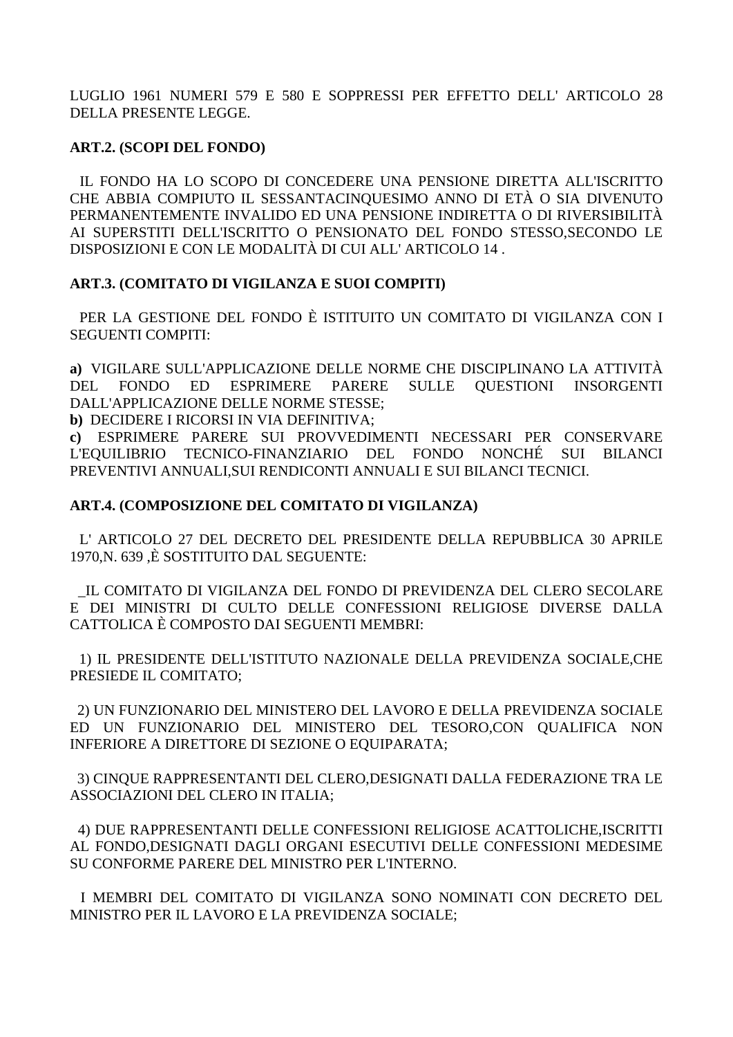LUGLIO 1961 NUMERI 579 E 580 E SOPPRESSI PER EFFETTO DELL' ARTICOLO 28 DELLA PRESENTE LEGGE.

**ART.2. (SCOPI DEL FONDO)**

IL FONDO HA LO SCOPO DI CONCEDERE UNA PENSIONE DIRETTA ALL'ISCRITTO CHE ABBIA COMPIUTO IL SESSANTACINQUESIMO ANNO DI ETÀ O SIA DIVENUTO PERMANENTEMENTE INVALIDO ED UNA PENSIONE INDIRETTA O DI RIVERSIBILITÀ AI SUPERSTITI DELL'ISCRITTO O PENSIONATO DEL FONDO STESSO,SECONDO LE DISPOSIZIONI E CON LE MODALITÀ DI CUI ALL' ARTICOLO 14 .

**ART.3. (COMITATO DI VIGILANZA E SUOI COMPITI)**

PER LA GESTIONE DEL FONDO È ISTITUITO UN COMITATO DI VIGILANZA CON I SEGUENTI COMPITI:

**a)** VIGILARE SULL'APPLICAZIONE DELLE NORME CHE DISCIPLINANO LA ATTIVITÀ DEL FONDO ED ESPRIMERE PARERE SULLE QUESTIONI INSORGENTI DALL'APPLICAZIONE DELLE NORME STESSE;
**b)** DECIDERE I RICORSI IN VIA DEFINITIVA;
**c)** ESPRIMERE PARERE SUI PROVVEDIMENTI NECESSARI PER CONSERVARE L'EQUILIBRIO TECNICO-FINANZIARIO DEL FONDO NONCHÉ SUI BILANCI PREVENTIVI ANNUALI,SUI RENDICONTI ANNUALI E SUI BILANCI TECNICI.

**ART.4. (COMPOSIZIONE DEL COMITATO DI VIGILANZA)**

L' ARTICOLO 27 DEL DECRETO DEL PRESIDENTE DELLA REPUBBLICA 30 APRILE 1970,N. 639 ,È SOSTITUITO DAL SEGUENTE:

_IL COMITATO DI VIGILANZA DEL FONDO DI PREVIDENZA DEL CLERO SECOLARE E DEI MINISTRI DI CULTO DELLE CONFESSIONI RELIGIOSE DIVERSE DALLA CATTOLICA È COMPOSTO DAI SEGUENTI MEMBRI:

1) IL PRESIDENTE DELL'ISTITUTO NAZIONALE DELLA PREVIDENZA SOCIALE,CHE PRESIEDE IL COMITATO;

2) UN FUNZIONARIO DEL MINISTERO DEL LAVORO E DELLA PREVIDENZA SOCIALE ED UN FUNZIONARIO DEL MINISTERO DEL TESORO,CON QUALIFICA NON INFERIORE A DIRETTORE DI SEZIONE O EQUIPARATA;

3) CINQUE RAPPRESENTANTI DEL CLERO,DESIGNATI DALLA FEDERAZIONE TRA LE ASSOCIAZIONI DEL CLERO IN ITALIA;

4) DUE RAPPRESENTANTI DELLE CONFESSIONI RELIGIOSE ACATTOLICHE,ISCRITTI AL FONDO,DESIGNATI DAGLI ORGANI ESECUTIVI DELLE CONFESSIONI MEDESIME SU CONFORME PARERE DEL MINISTRO PER L'INTERNO.

I MEMBRI DEL COMITATO DI VIGILANZA SONO NOMINATI CON DECRETO DEL MINISTRO PER IL LAVORO E LA PREVIDENZA SOCIALE;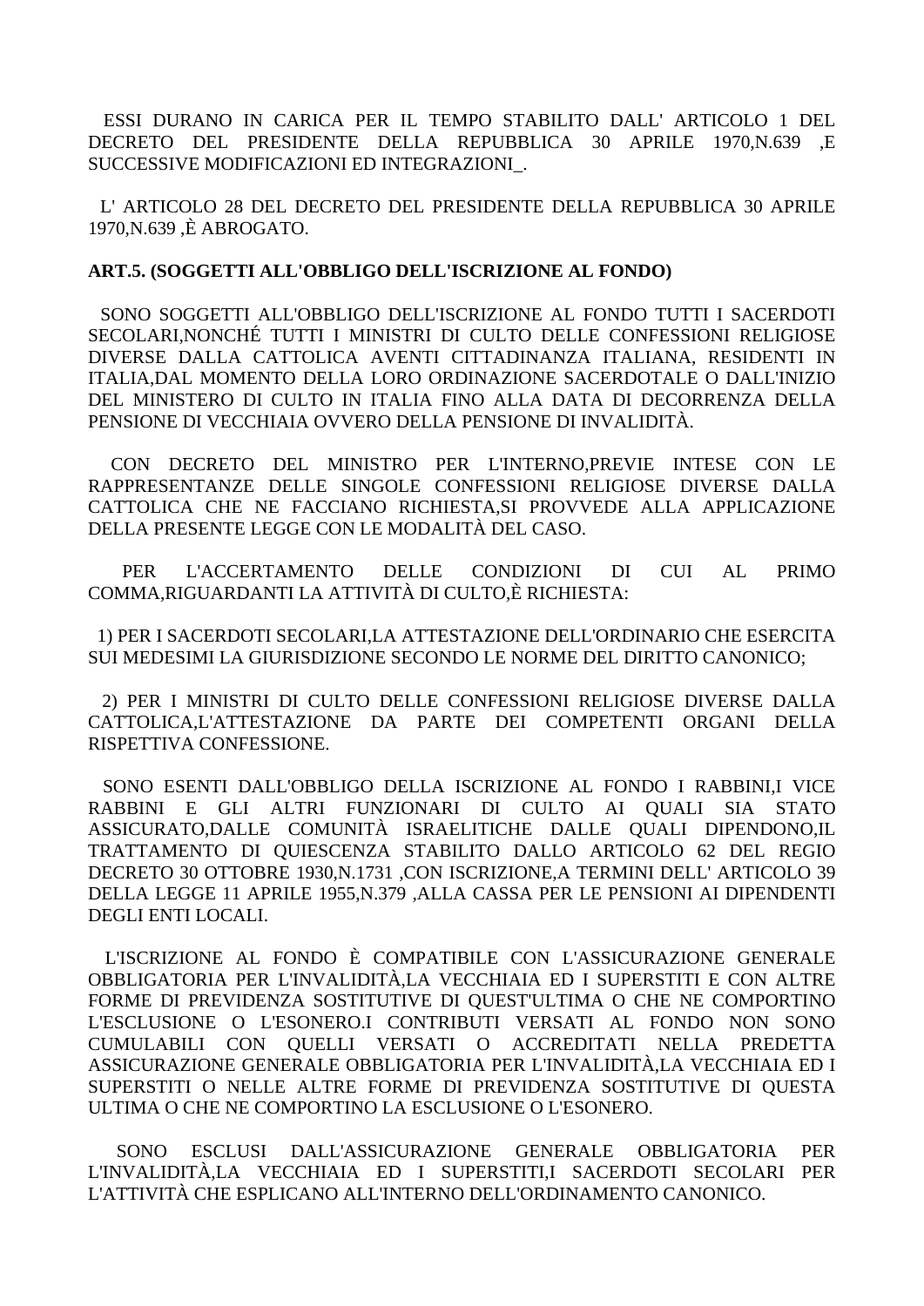ESSI DURANO IN CARICA PER IL TEMPO STABILITO DALL' ARTICOLO 1 DEL DECRETO DEL PRESIDENTE DELLA REPUBBLICA 30 APRILE 1970,N.639 ,E SUCCESSIVE MODIFICAZIONI ED INTEGRAZIONI_.

L' ARTICOLO 28 DEL DECRETO DEL PRESIDENTE DELLA REPUBBLICA 30 APRILE 1970,N.639 ,È ABROGATO.

**ART.5. (SOGGETTI ALL'OBBLIGO DELL'ISCRIZIONE AL FONDO)**

SONO SOGGETTI ALL'OBBLIGO DELL'ISCRIZIONE AL FONDO TUTTI I SACERDOTI SECOLARI,NONCHÉ TUTTI I MINISTRI DI CULTO DELLE CONFESSIONI RELIGIOSE DIVERSE DALLA CATTOLICA AVENTI CITTADINANZA ITALIANA, RESIDENTI IN ITALIA,DAL MOMENTO DELLA LORO ORDINAZIONE SACERDOTALE O DALL'INIZIO DEL MINISTERO DI CULTO IN ITALIA FINO ALLA DATA DI DECORRENZA DELLA PENSIONE DI VECCHIAIA OVVERO DELLA PENSIONE DI INVALIDITÀ.

CON DECRETO DEL MINISTRO PER L'INTERNO,PREVIE INTESE CON LE RAPPRESENTANZE DELLE SINGOLE CONFESSIONI RELIGIOSE DIVERSE DALLA CATTOLICA CHE NE FACCIANO RICHIESTA,SI PROVVEDE ALLA APPLICAZIONE DELLA PRESENTE LEGGE CON LE MODALITÀ DEL CASO.

PER L'ACCERTAMENTO DELLE CONDIZIONI DI CUI AL PRIMO COMMA,RIGUARDANTI LA ATTIVITÀ DI CULTO,È RICHIESTA:

1) PER I SACERDOTI SECOLARI,LA ATTESTAZIONE DELL'ORDINARIO CHE ESERCITA SUI MEDESIMI LA GIURISDIZIONE SECONDO LE NORME DEL DIRITTO CANONICO;

2) PER I MINISTRI DI CULTO DELLE CONFESSIONI RELIGIOSE DIVERSE DALLA CATTOLICA,L'ATTESTAZIONE DA PARTE DEI COMPETENTI ORGANI DELLA RISPETTIVA CONFESSIONE.

SONO ESENTI DALL'OBBLIGO DELLA ISCRIZIONE AL FONDO I RABBINI,I VICE RABBINI E GLI ALTRI FUNZIONARI DI CULTO AI QUALI SIA STATO ASSICURATO,DALLE COMUNITÀ ISRAELITICHE DALLE QUALI DIPENDONO,IL TRATTAMENTO DI QUIESCENZA STABILITO DALLO ARTICOLO 62 DEL REGIO DECRETO 30 OTTOBRE 1930,N.1731 ,CON ISCRIZIONE,A TERMINI DELL' ARTICOLO 39 DELLA LEGGE 11 APRILE 1955,N.379 ,ALLA CASSA PER LE PENSIONI AI DIPENDENTI DEGLI ENTI LOCALI.

L'ISCRIZIONE AL FONDO È COMPATIBILE CON L'ASSICURAZIONE GENERALE OBBLIGATORIA PER L'INVALIDITÀ,LA VECCHIAIA ED I SUPERSTITI E CON ALTRE FORME DI PREVIDENZA SOSTITUTIVE DI QUEST'ULTIMA O CHE NE COMPORTINO L'ESCLUSIONE O L'ESONERO.I CONTRIBUTI VERSATI AL FONDO NON SONO CUMULABILI CON QUELLI VERSATI O ACCREDITATI NELLA PREDETTA ASSICURAZIONE GENERALE OBBLIGATORIA PER L'INVALIDITÀ,LA VECCHIAIA ED I SUPERSTITI O NELLE ALTRE FORME DI PREVIDENZA SOSTITUTIVE DI QUESTA ULTIMA O CHE NE COMPORTINO LA ESCLUSIONE O L'ESONERO.

SONO ESCLUSI DALL'ASSICURAZIONE GENERALE OBBLIGATORIA PER L'INVALIDITÀ,LA VECCHIAIA ED I SUPERSTITI,I SACERDOTI SECOLARI PER L'ATTIVITÀ CHE ESPLICANO ALL'INTERNO DELL'ORDINAMENTO CANONICO.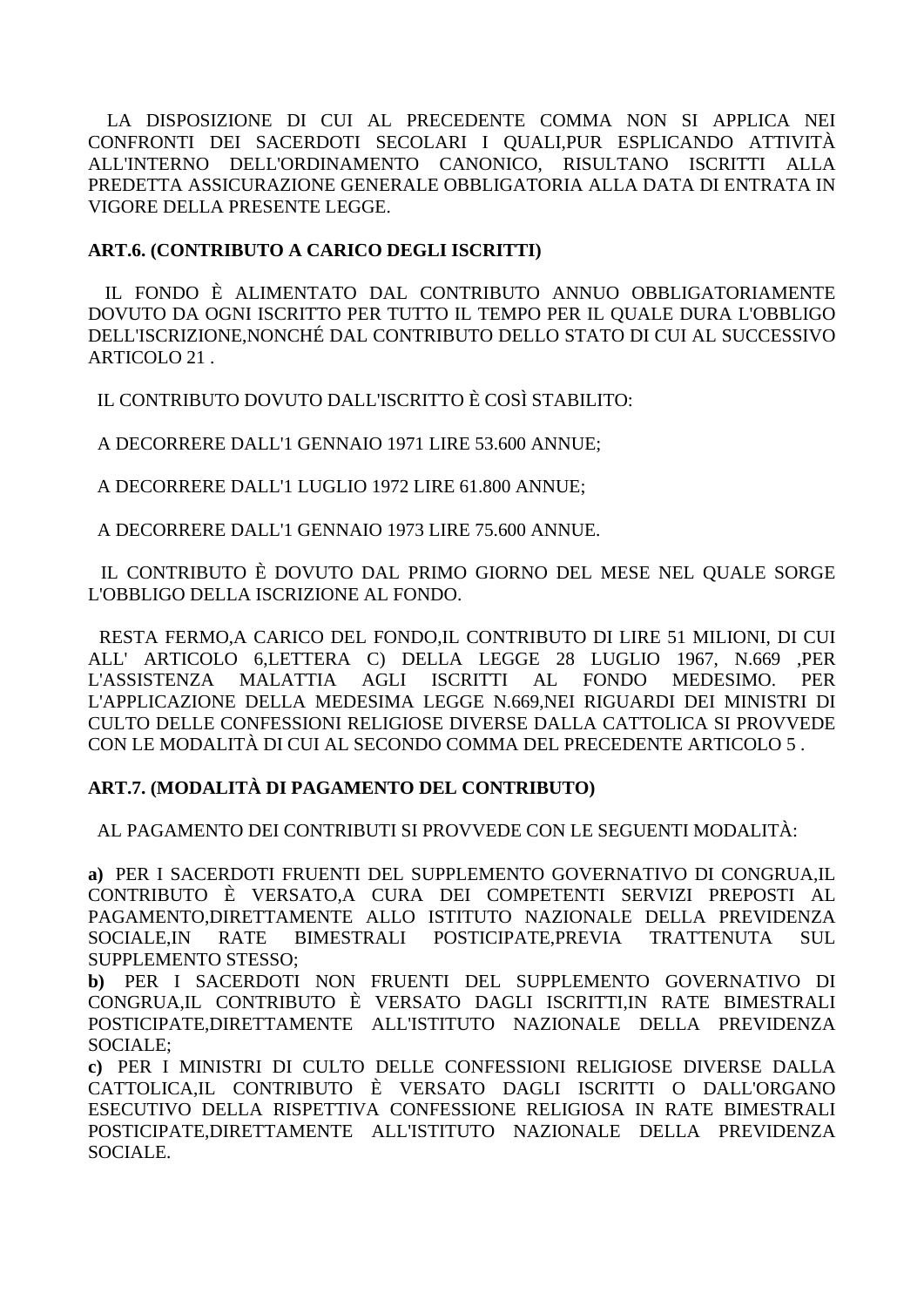LA DISPOSIZIONE DI CUI AL PRECEDENTE COMMA NON SI APPLICA NEI CONFRONTI DEI SACERDOTI SECOLARI I QUALI,PUR ESPLICANDO ATTIVITÀ ALL'INTERNO DELL'ORDINAMENTO CANONICO, RISULTANO ISCRITTI ALLA PREDETTA ASSICURAZIONE GENERALE OBBLIGATORIA ALLA DATA DI ENTRATA IN VIGORE DELLA PRESENTE LEGGE.

**ART.6. (CONTRIBUTO A CARICO DEGLI ISCRITTI)**

IL FONDO È ALIMENTATO DAL CONTRIBUTO ANNUO OBBLIGATORIAMENTE DOVUTO DA OGNI ISCRITTO PER TUTTO IL TEMPO PER IL QUALE DURA L'OBBLIGO DELL'ISCRIZIONE,NONCHÉ DAL CONTRIBUTO DELLO STATO DI CUI AL SUCCESSIVO ARTICOLO 21 .

IL CONTRIBUTO DOVUTO DALL'ISCRITTO È COSÌ STABILITO:

A DECORRERE DALL'1 GENNAIO 1971 LIRE 53.600 ANNUE;

A DECORRERE DALL'1 LUGLIO 1972 LIRE 61.800 ANNUE;

A DECORRERE DALL'1 GENNAIO 1973 LIRE 75.600 ANNUE.

IL CONTRIBUTO È DOVUTO DAL PRIMO GIORNO DEL MESE NEL QUALE SORGE L'OBBLIGO DELLA ISCRIZIONE AL FONDO.

RESTA FERMO,A CARICO DEL FONDO,IL CONTRIBUTO DI LIRE 51 MILIONI, DI CUI ALL' ARTICOLO 6,LETTERA C) DELLA LEGGE 28 LUGLIO 1967, N.669 ,PER L'ASSISTENZA MALATTIA AGLI ISCRITTI AL FONDO MEDESIMO. PER L'APPLICAZIONE DELLA MEDESIMA LEGGE N.669,NEI RIGUARDI DEI MINISTRI DI CULTO DELLE CONFESSIONI RELIGIOSE DIVERSE DALLA CATTOLICA SI PROVVEDE CON LE MODALITÀ DI CUI AL SECONDO COMMA DEL PRECEDENTE ARTICOLO 5 .

**ART.7. (MODALITÀ DI PAGAMENTO DEL CONTRIBUTO)**

AL PAGAMENTO DEI CONTRIBUTI SI PROVVEDE CON LE SEGUENTI MODALITÀ:

**a)** PER I SACERDOTI FRUENTI DEL SUPPLEMENTO GOVERNATIVO DI CONGRUA,IL CONTRIBUTO È VERSATO,A CURA DEI COMPETENTI SERVIZI PREPOSTI AL PAGAMENTO,DIRETTAMENTE ALLO ISTITUTO NAZIONALE DELLA PREVIDENZA SOCIALE,IN RATE BIMESTRALI POSTICIPATE,PREVIA TRATTENUTA SUL SUPPLEMENTO STESSO;
**b)** PER I SACERDOTI NON FRUENTI DEL SUPPLEMENTO GOVERNATIVO DI CONGRUA,IL CONTRIBUTO È VERSATO DAGLI ISCRITTI,IN RATE BIMESTRALI POSTICIPATE,DIRETTAMENTE ALL'ISTITUTO NAZIONALE DELLA PREVIDENZA SOCIALE;
**c)** PER I MINISTRI DI CULTO DELLE CONFESSIONI RELIGIOSE DIVERSE DALLA CATTOLICA,IL CONTRIBUTO È VERSATO DAGLI ISCRITTI O DALL'ORGANO ESECUTIVO DELLA RISPETTIVA CONFESSIONE RELIGIOSA IN RATE BIMESTRALI POSTICIPATE,DIRETTAMENTE ALL'ISTITUTO NAZIONALE DELLA PREVIDENZA SOCIALE.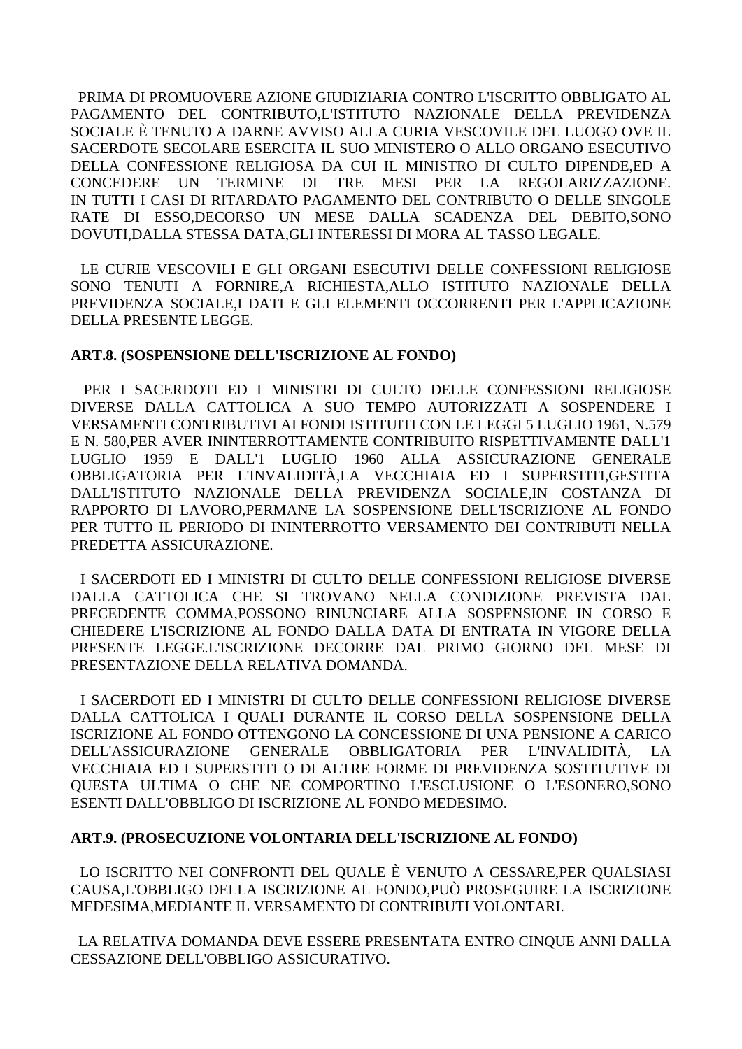PRIMA DI PROMUOVERE AZIONE GIUDIZIARIA CONTRO L'ISCRITTO OBBLIGATO AL PAGAMENTO DEL CONTRIBUTO,L'ISTITUTO NAZIONALE DELLA PREVIDENZA SOCIALE È TENUTO A DARNE AVVISO ALLA CURIA VESCOVILE DEL LUOGO OVE IL SACERDOTE SECOLARE ESERCITA IL SUO MINISTERO O ALLO ORGANO ESECUTIVO DELLA CONFESSIONE RELIGIOSA DA CUI IL MINISTRO DI CULTO DIPENDE,ED A CONCEDERE UN TERMINE DI TRE MESI PER LA REGOLARIZZAZIONE. IN TUTTI I CASI DI RITARDATO PAGAMENTO DEL CONTRIBUTO O DELLE SINGOLE RATE DI ESSO,DECORSO UN MESE DALLA SCADENZA DEL DEBITO,SONO DOVUTI,DALLA STESSA DATA,GLI INTERESSI DI MORA AL TASSO LEGALE.

LE CURIE VESCOVILI E GLI ORGANI ESECUTIVI DELLE CONFESSIONI RELIGIOSE SONO TENUTI A FORNIRE,A RICHIESTA,ALLO ISTITUTO NAZIONALE DELLA PREVIDENZA SOCIALE,I DATI E GLI ELEMENTI OCCORRENTI PER L'APPLICAZIONE DELLA PRESENTE LEGGE.

**ART.8. (SOSPENSIONE DELL'ISCRIZIONE AL FONDO)**

PER I SACERDOTI ED I MINISTRI DI CULTO DELLE CONFESSIONI RELIGIOSE DIVERSE DALLA CATTOLICA A SUO TEMPO AUTORIZZATI A SOSPENDERE I VERSAMENTI CONTRIBUTIVI AI FONDI ISTITUITI CON LE LEGGI 5 LUGLIO 1961, N.579 E N. 580,PER AVER ININTERROTTAMENTE CONTRIBUITO RISPETTIVAMENTE DALL'1 LUGLIO 1959 E DALL'1 LUGLIO 1960 ALLA ASSICURAZIONE GENERALE OBBLIGATORIA PER L'INVALIDITÀ,LA VECCHIAIA ED I SUPERSTITI,GESTITA DALL'ISTITUTO NAZIONALE DELLA PREVIDENZA SOCIALE,IN COSTANZA DI RAPPORTO DI LAVORO,PERMANE LA SOSPENSIONE DELL'ISCRIZIONE AL FONDO PER TUTTO IL PERIODO DI ININTERROTTO VERSAMENTO DEI CONTRIBUTI NELLA PREDETTA ASSICURAZIONE.

I SACERDOTI ED I MINISTRI DI CULTO DELLE CONFESSIONI RELIGIOSE DIVERSE DALLA CATTOLICA CHE SI TROVANO NELLA CONDIZIONE PREVISTA DAL PRECEDENTE COMMA,POSSONO RINUNCIARE ALLA SOSPENSIONE IN CORSO E CHIEDERE L'ISCRIZIONE AL FONDO DALLA DATA DI ENTRATA IN VIGORE DELLA PRESENTE LEGGE.L'ISCRIZIONE DECORRE DAL PRIMO GIORNO DEL MESE DI PRESENTAZIONE DELLA RELATIVA DOMANDA.

I SACERDOTI ED I MINISTRI DI CULTO DELLE CONFESSIONI RELIGIOSE DIVERSE DALLA CATTOLICA I QUALI DURANTE IL CORSO DELLA SOSPENSIONE DELLA ISCRIZIONE AL FONDO OTTENGONO LA CONCESSIONE DI UNA PENSIONE A CARICO DELL'ASSICURAZIONE GENERALE OBBLIGATORIA PER L'INVALIDITÀ, LA VECCHIAIA ED I SUPERSTITI O DI ALTRE FORME DI PREVIDENZA SOSTITUTIVE DI QUESTA ULTIMA O CHE NE COMPORTINO L'ESCLUSIONE O L'ESONERO,SONO ESENTI DALL'OBBLIGO DI ISCRIZIONE AL FONDO MEDESIMO.

**ART.9. (PROSECUZIONE VOLONTARIA DELL'ISCRIZIONE AL FONDO)**

LO ISCRITTO NEI CONFRONTI DEL QUALE È VENUTO A CESSARE,PER QUALSIASI CAUSA,L'OBBLIGO DELLA ISCRIZIONE AL FONDO,PUÒ PROSEGUIRE LA ISCRIZIONE MEDESIMA,MEDIANTE IL VERSAMENTO DI CONTRIBUTI VOLONTARI.

LA RELATIVA DOMANDA DEVE ESSERE PRESENTATA ENTRO CINQUE ANNI DALLA CESSAZIONE DELL'OBBLIGO ASSICURATIVO.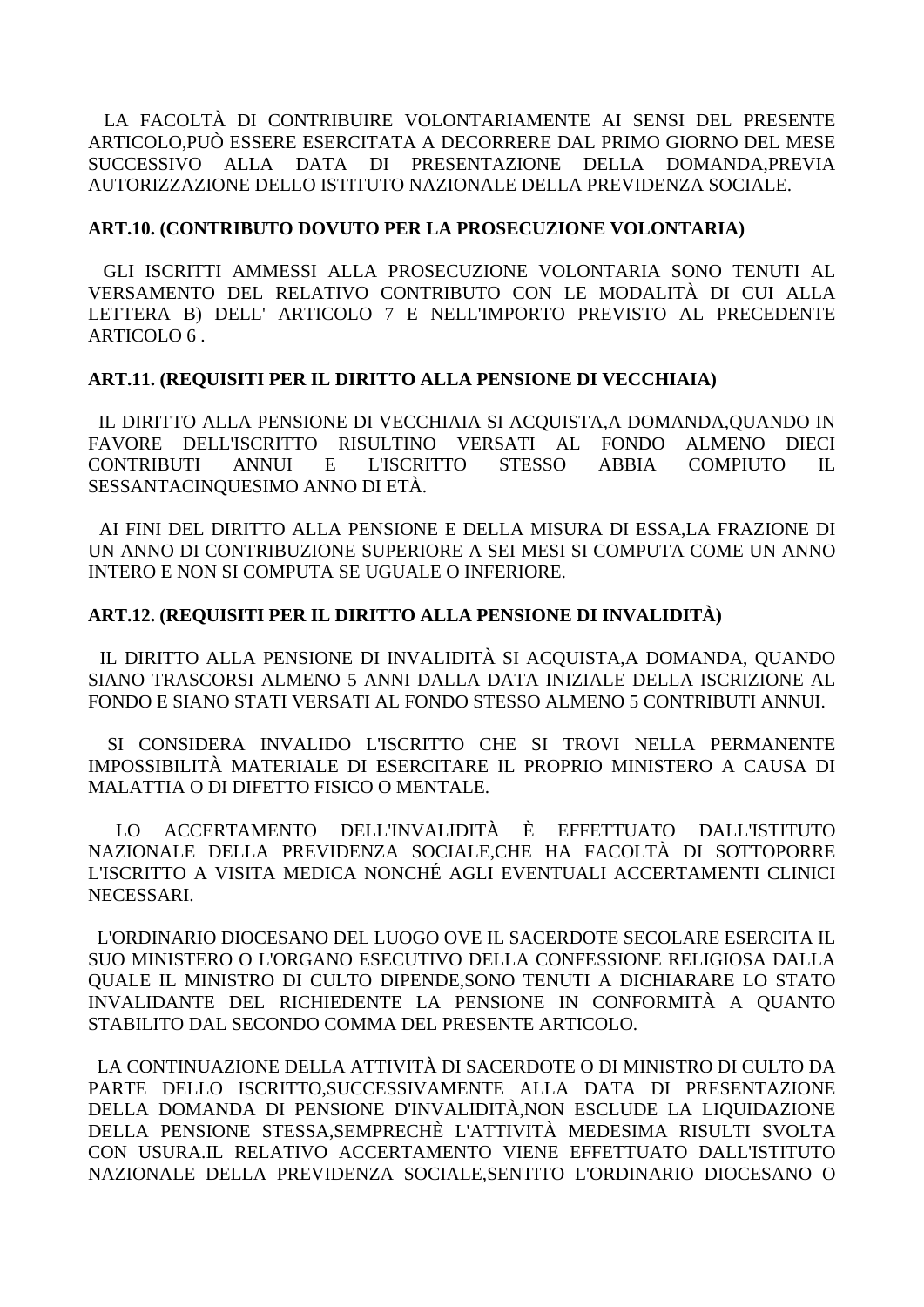LA FACOLTÀ DI CONTRIBUIRE VOLONTARIAMENTE AI SENSI DEL PRESENTE ARTICOLO,PUÒ ESSERE ESERCITATA A DECORRERE DAL PRIMO GIORNO DEL MESE SUCCESSIVO ALLA DATA DI PRESENTAZIONE DELLA DOMANDA,PREVIA AUTORIZZAZIONE DELLO ISTITUTO NAZIONALE DELLA PREVIDENZA SOCIALE.

**ART.10. (CONTRIBUTO DOVUTO PER LA PROSECUZIONE VOLONTARIA)**

GLI ISCRITTI AMMESSI ALLA PROSECUZIONE VOLONTARIA SONO TENUTI AL VERSAMENTO DEL RELATIVO CONTRIBUTO CON LE MODALITÀ DI CUI ALLA LETTERA B) DELL' ARTICOLO 7 E NELL'IMPORTO PREVISTO AL PRECEDENTE ARTICOLO 6 .

**ART.11. (REQUISITI PER IL DIRITTO ALLA PENSIONE DI VECCHIAIA)**

IL DIRITTO ALLA PENSIONE DI VECCHIAIA SI ACQUISTA,A DOMANDA,QUANDO IN FAVORE DELL'ISCRITTO RISULTINO VERSATI AL FONDO ALMENO DIECI CONTRIBUTI ANNUI E L'ISCRITTO STESSO ABBIA COMPIUTO IL SESSANTACINQUESIMO ANNO DI ETÀ.

AI FINI DEL DIRITTO ALLA PENSIONE E DELLA MISURA DI ESSA,LA FRAZIONE DI UN ANNO DI CONTRIBUZIONE SUPERIORE A SEI MESI SI COMPUTA COME UN ANNO INTERO E NON SI COMPUTA SE UGUALE O INFERIORE.

**ART.12. (REQUISITI PER IL DIRITTO ALLA PENSIONE DI INVALIDITÀ)**

IL DIRITTO ALLA PENSIONE DI INVALIDITÀ SI ACQUISTA,A DOMANDA, QUANDO SIANO TRASCORSI ALMENO 5 ANNI DALLA DATA INIZIALE DELLA ISCRIZIONE AL FONDO E SIANO STATI VERSATI AL FONDO STESSO ALMENO 5 CONTRIBUTI ANNUI.

SI CONSIDERA INVALIDO L'ISCRITTO CHE SI TROVI NELLA PERMANENTE IMPOSSIBILITÀ MATERIALE DI ESERCITARE IL PROPRIO MINISTERO A CAUSA DI MALATTIA O DI DIFETTO FISICO O MENTALE.

LO ACCERTAMENTO DELL'INVALIDITÀ È EFFETTUATO DALL'ISTITUTO NAZIONALE DELLA PREVIDENZA SOCIALE,CHE HA FACOLTÀ DI SOTTOPORRE L'ISCRITTO A VISITA MEDICA NONCHÉ AGLI EVENTUALI ACCERTAMENTI CLINICI NECESSARI.

L'ORDINARIO DIOCESANO DEL LUOGO OVE IL SACERDOTE SECOLARE ESERCITA IL SUO MINISTERO O L'ORGANO ESECUTIVO DELLA CONFESSIONE RELIGIOSA DALLA QUALE IL MINISTRO DI CULTO DIPENDE,SONO TENUTI A DICHIARARE LO STATO INVALIDANTE DEL RICHIEDENTE LA PENSIONE IN CONFORMITÀ A QUANTO STABILITO DAL SECONDO COMMA DEL PRESENTE ARTICOLO.

LA CONTINUAZIONE DELLA ATTIVITÀ DI SACERDOTE O DI MINISTRO DI CULTO DA PARTE DELLO ISCRITTO,SUCCESSIVAMENTE ALLA DATA DI PRESENTAZIONE DELLA DOMANDA DI PENSIONE D'INVALIDITÀ,NON ESCLUDE LA LIQUIDAZIONE DELLA PENSIONE STESSA,SEMPRECHÈ L'ATTIVITÀ MEDESIMA RISULTI SVOLTA CON USURA.IL RELATIVO ACCERTAMENTO VIENE EFFETTUATO DALL'ISTITUTO NAZIONALE DELLA PREVIDENZA SOCIALE,SENTITO L'ORDINARIO DIOCESANO O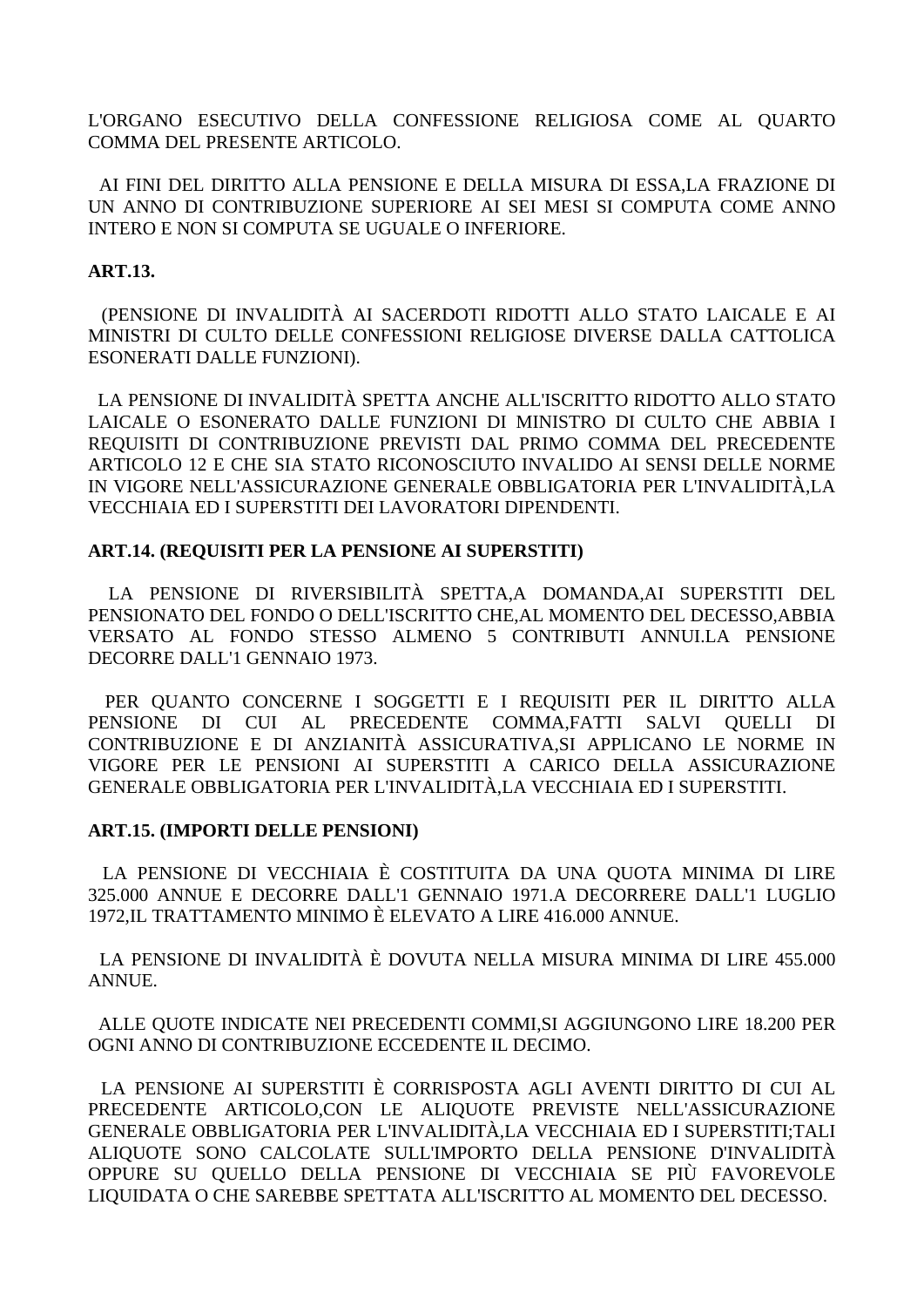L'ORGANO ESECUTIVO DELLA CONFESSIONE RELIGIOSA COME AL QUARTO COMMA DEL PRESENTE ARTICOLO.

AI FINI DEL DIRITTO ALLA PENSIONE E DELLA MISURA DI ESSA,LA FRAZIONE DI UN ANNO DI CONTRIBUZIONE SUPERIORE AI SEI MESI SI COMPUTA COME ANNO INTERO E NON SI COMPUTA SE UGUALE O INFERIORE.

**ART.13.**

(PENSIONE DI INVALIDITÀ AI SACERDOTI RIDOTTI ALLO STATO LAICALE E AI MINISTRI DI CULTO DELLE CONFESSIONI RELIGIOSE DIVERSE DALLA CATTOLICA ESONERATI DALLE FUNZIONI).

LA PENSIONE DI INVALIDITÀ SPETTA ANCHE ALL'ISCRITTO RIDOTTO ALLO STATO LAICALE O ESONERATO DALLE FUNZIONI DI MINISTRO DI CULTO CHE ABBIA I REQUISITI DI CONTRIBUZIONE PREVISTI DAL PRIMO COMMA DEL PRECEDENTE ARTICOLO 12 E CHE SIA STATO RICONOSCIUTO INVALIDO AI SENSI DELLE NORME IN VIGORE NELL'ASSICURAZIONE GENERALE OBBLIGATORIA PER L'INVALIDITÀ,LA VECCHIAIA ED I SUPERSTITI DEI LAVORATORI DIPENDENTI.

**ART.14. (REQUISITI PER LA PENSIONE AI SUPERSTITI)**

LA PENSIONE DI RIVERSIBILITÀ SPETTA,A DOMANDA,AI SUPERSTITI DEL PENSIONATO DEL FONDO O DELL'ISCRITTO CHE,AL MOMENTO DEL DECESSO,ABBIA VERSATO AL FONDO STESSO ALMENO 5 CONTRIBUTI ANNUI.LA PENSIONE DECORRE DALL'1 GENNAIO 1973.

PER QUANTO CONCERNE I SOGGETTI E I REQUISITI PER IL DIRITTO ALLA PENSIONE DI CUI AL PRECEDENTE COMMA,FATTI SALVI QUELLI DI CONTRIBUZIONE E DI ANZIANITÀ ASSICURATIVA,SI APPLICANO LE NORME IN VIGORE PER LE PENSIONI AI SUPERSTITI A CARICO DELLA ASSICURAZIONE GENERALE OBBLIGATORIA PER L'INVALIDITÀ,LA VECCHIAIA ED I SUPERSTITI.

**ART.15. (IMPORTI DELLE PENSIONI)**

LA PENSIONE DI VECCHIAIA È COSTITUITA DA UNA QUOTA MINIMA DI LIRE 325.000 ANNUE E DECORRE DALL'1 GENNAIO 1971.A DECORRERE DALL'1 LUGLIO 1972,IL TRATTAMENTO MINIMO È ELEVATO A LIRE 416.000 ANNUE.

LA PENSIONE DI INVALIDITÀ È DOVUTA NELLA MISURA MINIMA DI LIRE 455.000 ANNUE.

ALLE QUOTE INDICATE NEI PRECEDENTI COMMI,SI AGGIUNGONO LIRE 18.200 PER OGNI ANNO DI CONTRIBUZIONE ECCEDENTE IL DECIMO.

LA PENSIONE AI SUPERSTITI È CORRISPOSTA AGLI AVENTI DIRITTO DI CUI AL PRECEDENTE ARTICOLO,CON LE ALIQUOTE PREVISTE NELL'ASSICURAZIONE GENERALE OBBLIGATORIA PER L'INVALIDITÀ,LA VECCHIAIA ED I SUPERSTITI;TALI ALIQUOTE SONO CALCOLATE SULL'IMPORTO DELLA PENSIONE D'INVALIDITÀ OPPURE SU QUELLO DELLA PENSIONE DI VECCHIAIA SE PIÙ FAVOREVOLE LIQUIDATA O CHE SAREBBE SPETTATA ALL'ISCRITTO AL MOMENTO DEL DECESSO.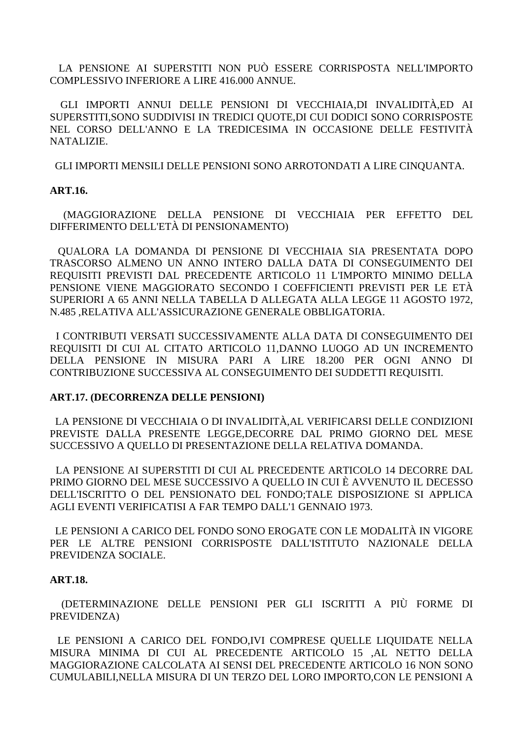LA PENSIONE AI SUPERSTITI NON PUÒ ESSERE CORRISPOSTA NELL'IMPORTO COMPLESSIVO INFERIORE A LIRE 416.000 ANNUE.

GLI IMPORTI ANNUI DELLE PENSIONI DI VECCHIAIA,DI INVALIDITÀ,ED AI SUPERSTITI,SONO SUDDIVISI IN TREDICI QUOTE,DI CUI DODICI SONO CORRISPOSTE NEL CORSO DELL'ANNO E LA TREDICESIMA IN OCCASIONE DELLE FESTIVITÀ NATALIZIE.

GLI IMPORTI MENSILI DELLE PENSIONI SONO ARROTONDATI A LIRE CINQUANTA.

**ART.16.**

(MAGGIORAZIONE DELLA PENSIONE DI VECCHIAIA PER EFFETTO DEL DIFFERIMENTO DELL'ETÀ DI PENSIONAMENTO)

QUALORA LA DOMANDA DI PENSIONE DI VECCHIAIA SIA PRESENTATA DOPO TRASCORSO ALMENO UN ANNO INTERO DALLA DATA DI CONSEGUIMENTO DEI REQUISITI PREVISTI DAL PRECEDENTE ARTICOLO 11 L'IMPORTO MINIMO DELLA PENSIONE VIENE MAGGIORATO SECONDO I COEFFICIENTI PREVISTI PER LE ETÀ SUPERIORI A 65 ANNI NELLA TABELLA D ALLEGATA ALLA LEGGE 11 AGOSTO 1972, N.485 ,RELATIVA ALL'ASSICURAZIONE GENERALE OBBLIGATORIA.

I CONTRIBUTI VERSATI SUCCESSIVAMENTE ALLA DATA DI CONSEGUIMENTO DEI REQUISITI DI CUI AL CITATO ARTICOLO 11,DANNO LUOGO AD UN INCREMENTO DELLA PENSIONE IN MISURA PARI A LIRE 18.200 PER OGNI ANNO DI CONTRIBUZIONE SUCCESSIVA AL CONSEGUIMENTO DEI SUDDETTI REQUISITI.

**ART.17. (DECORRENZA DELLE PENSIONI)**

LA PENSIONE DI VECCHIAIA O DI INVALIDITÀ,AL VERIFICARSI DELLE CONDIZIONI PREVISTE DALLA PRESENTE LEGGE,DECORRE DAL PRIMO GIORNO DEL MESE SUCCESSIVO A QUELLO DI PRESENTAZIONE DELLA RELATIVA DOMANDA.

LA PENSIONE AI SUPERSTITI DI CUI AL PRECEDENTE ARTICOLO 14 DECORRE DAL PRIMO GIORNO DEL MESE SUCCESSIVO A QUELLO IN CUI È AVVENUTO IL DECESSO DELL'ISCRITTO O DEL PENSIONATO DEL FONDO;TALE DISPOSIZIONE SI APPLICA AGLI EVENTI VERIFICATISI A FAR TEMPO DALL'1 GENNAIO 1973.

LE PENSIONI A CARICO DEL FONDO SONO EROGATE CON LE MODALITÀ IN VIGORE PER LE ALTRE PENSIONI CORRISPOSTE DALL'ISTITUTO NAZIONALE DELLA PREVIDENZA SOCIALE.

**ART.18.**

(DETERMINAZIONE DELLE PENSIONI PER GLI ISCRITTI A PIÙ FORME DI PREVIDENZA)

LE PENSIONI A CARICO DEL FONDO,IVI COMPRESE QUELLE LIQUIDATE NELLA MISURA MINIMA DI CUI AL PRECEDENTE ARTICOLO 15 ,AL NETTO DELLA MAGGIORAZIONE CALCOLATA AI SENSI DEL PRECEDENTE ARTICOLO 16 NON SONO CUMULABILI,NELLA MISURA DI UN TERZO DEL LORO IMPORTO,CON LE PENSIONI A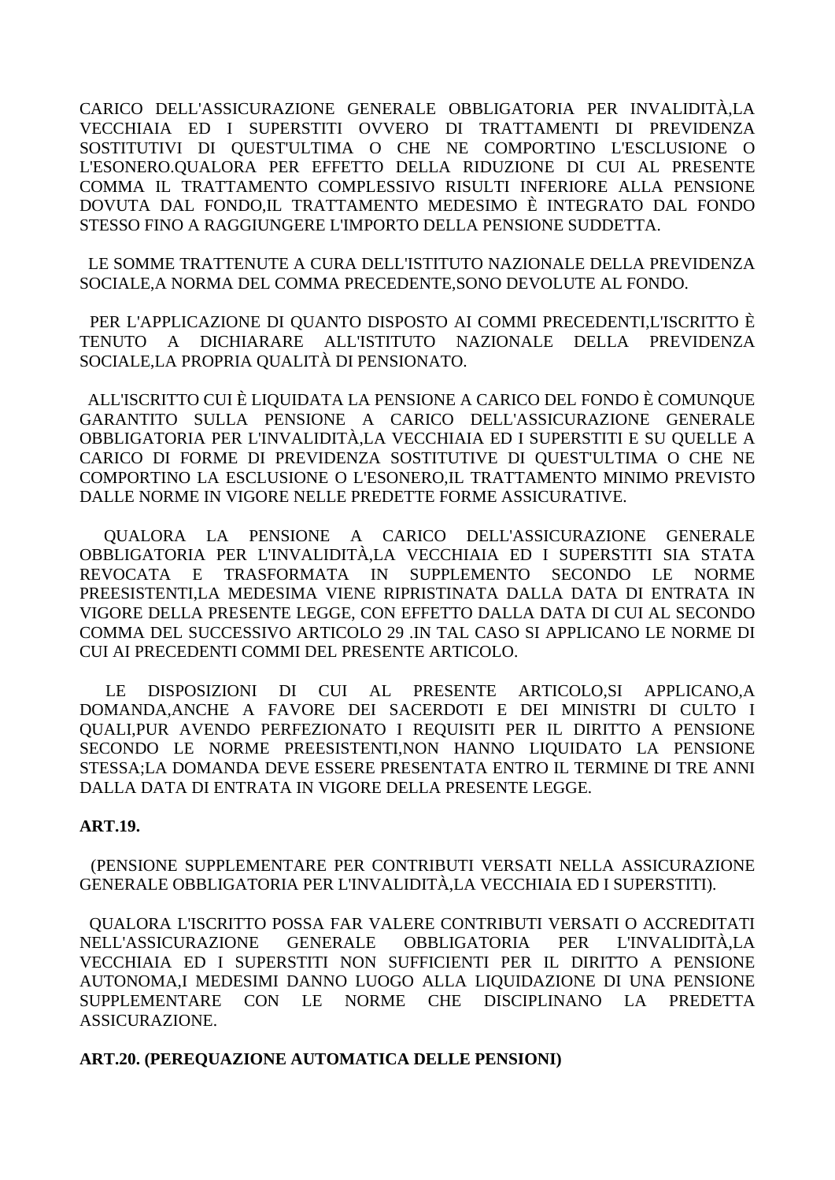CARICO DELL'ASSICURAZIONE GENERALE OBBLIGATORIA PER INVALIDITÀ,LA VECCHIAIA ED I SUPERSTITI OVVERO DI TRATTAMENTI DI PREVIDENZA SOSTITUTIVI DI QUEST'ULTIMA O CHE NE COMPORTINO L'ESCLUSIONE O L'ESONERO.QUALORA PER EFFETTO DELLA RIDUZIONE DI CUI AL PRESENTE COMMA IL TRATTAMENTO COMPLESSIVO RISULTI INFERIORE ALLA PENSIONE DOVUTA DAL FONDO,IL TRATTAMENTO MEDESIMO È INTEGRATO DAL FONDO STESSO FINO A RAGGIUNGERE L'IMPORTO DELLA PENSIONE SUDDETTA.

LE SOMME TRATTENUTE A CURA DELL'ISTITUTO NAZIONALE DELLA PREVIDENZA SOCIALE,A NORMA DEL COMMA PRECEDENTE,SONO DEVOLUTE AL FONDO.

PER L'APPLICAZIONE DI QUANTO DISPOSTO AI COMMI PRECEDENTI,L'ISCRITTO È TENUTO A DICHIARARE ALL'ISTITUTO NAZIONALE DELLA PREVIDENZA SOCIALE,LA PROPRIA QUALITÀ DI PENSIONATO.

ALL'ISCRITTO CUI È LIQUIDATA LA PENSIONE A CARICO DEL FONDO È COMUNQUE GARANTITO SULLA PENSIONE A CARICO DELL'ASSICURAZIONE GENERALE OBBLIGATORIA PER L'INVALIDITÀ,LA VECCHIAIA ED I SUPERSTITI E SU QUELLE A CARICO DI FORME DI PREVIDENZA SOSTITUTIVE DI QUEST'ULTIMA O CHE NE COMPORTINO LA ESCLUSIONE O L'ESONERO,IL TRATTAMENTO MINIMO PREVISTO DALLE NORME IN VIGORE NELLE PREDETTE FORME ASSICURATIVE.

QUALORA LA PENSIONE A CARICO DELL'ASSICURAZIONE GENERALE OBBLIGATORIA PER L'INVALIDITÀ,LA VECCHIAIA ED I SUPERSTITI SIA STATA REVOCATA E TRASFORMATA IN SUPPLEMENTO SECONDO LE NORME PREESISTENTI,LA MEDESIMA VIENE RIPRISTINATA DALLA DATA DI ENTRATA IN VIGORE DELLA PRESENTE LEGGE, CON EFFETTO DALLA DATA DI CUI AL SECONDO COMMA DEL SUCCESSIVO ARTICOLO 29 .IN TAL CASO SI APPLICANO LE NORME DI CUI AI PRECEDENTI COMMI DEL PRESENTE ARTICOLO.

LE DISPOSIZIONI DI CUI AL PRESENTE ARTICOLO,SI APPLICANO,A DOMANDA,ANCHE A FAVORE DEI SACERDOTI E DEI MINISTRI DI CULTO I QUALI,PUR AVENDO PERFEZIONATO I REQUISITI PER IL DIRITTO A PENSIONE SECONDO LE NORME PREESISTENTI,NON HANNO LIQUIDATO LA PENSIONE STESSA;LA DOMANDA DEVE ESSERE PRESENTATA ENTRO IL TERMINE DI TRE ANNI DALLA DATA DI ENTRATA IN VIGORE DELLA PRESENTE LEGGE.

**ART.19.**

(PENSIONE SUPPLEMENTARE PER CONTRIBUTI VERSATI NELLA ASSICURAZIONE GENERALE OBBLIGATORIA PER L'INVALIDITÀ,LA VECCHIAIA ED I SUPERSTITI).

QUALORA L'ISCRITTO POSSA FAR VALERE CONTRIBUTI VERSATI O ACCREDITATI NELL'ASSICURAZIONE GENERALE OBBLIGATORIA PER L'INVALIDITÀ,LA VECCHIAIA ED I SUPERSTITI NON SUFFICIENTI PER IL DIRITTO A PENSIONE AUTONOMA,I MEDESIMI DANNO LUOGO ALLA LIQUIDAZIONE DI UNA PENSIONE SUPPLEMENTARE CON LE NORME CHE DISCIPLINANO LA PREDETTA ASSICURAZIONE.

**ART.20. (PEREQUAZIONE AUTOMATICA DELLE PENSIONI)**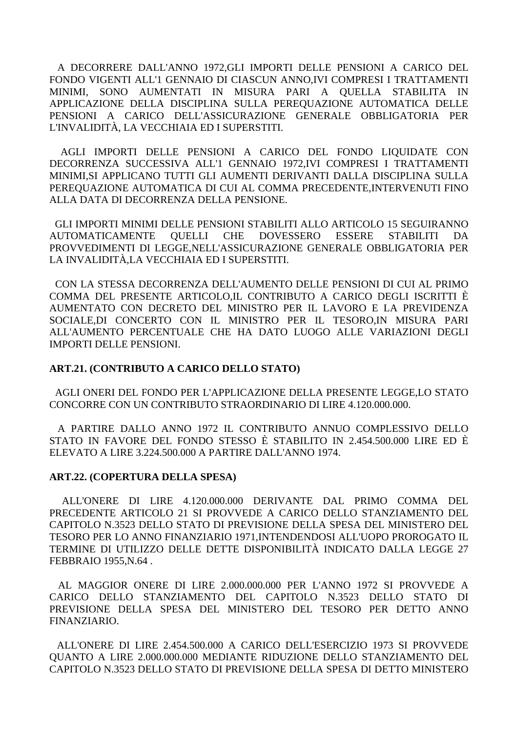A DECORRERE DALL'ANNO 1972,GLI IMPORTI DELLE PENSIONI A CARICO DEL FONDO VIGENTI ALL'1 GENNAIO DI CIASCUN ANNO,IVI COMPRESI I TRATTAMENTI MINIMI, SONO AUMENTATI IN MISURA PARI A QUELLA STABILITA IN APPLICAZIONE DELLA DISCIPLINA SULLA PEREQUAZIONE AUTOMATICA DELLE PENSIONI A CARICO DELL'ASSICURAZIONE GENERALE OBBLIGATORIA PER L'INVALIDITÀ, LA VECCHIAIA ED I SUPERSTITI.

AGLI IMPORTI DELLE PENSIONI A CARICO DEL FONDO LIQUIDATE CON DECORRENZA SUCCESSIVA ALL'1 GENNAIO 1972,IVI COMPRESI I TRATTAMENTI MINIMI,SI APPLICANO TUTTI GLI AUMENTI DERIVANTI DALLA DISCIPLINA SULLA PEREQUAZIONE AUTOMATICA DI CUI AL COMMA PRECEDENTE,INTERVENUTI FINO ALLA DATA DI DECORRENZA DELLA PENSIONE.

GLI IMPORTI MINIMI DELLE PENSIONI STABILITI ALLO ARTICOLO 15 SEGUIRANNO AUTOMATICAMENTE QUELLI CHE DOVESSERO ESSERE STABILITI DA PROVVEDIMENTI DI LEGGE,NELL'ASSICURAZIONE GENERALE OBBLIGATORIA PER LA INVALIDITÀ,LA VECCHIAIA ED I SUPERSTITI.

CON LA STESSA DECORRENZA DELL'AUMENTO DELLE PENSIONI DI CUI AL PRIMO COMMA DEL PRESENTE ARTICOLO,IL CONTRIBUTO A CARICO DEGLI ISCRITTI È AUMENTATO CON DECRETO DEL MINISTRO PER IL LAVORO E LA PREVIDENZA SOCIALE,DI CONCERTO CON IL MINISTRO PER IL TESORO,IN MISURA PARI ALL'AUMENTO PERCENTUALE CHE HA DATO LUOGO ALLE VARIAZIONI DEGLI IMPORTI DELLE PENSIONI.

**ART.21. (CONTRIBUTO A CARICO DELLO STATO)**

AGLI ONERI DEL FONDO PER L'APPLICAZIONE DELLA PRESENTE LEGGE,LO STATO CONCORRE CON UN CONTRIBUTO STRAORDINARIO DI LIRE 4.120.000.000.

A PARTIRE DALLO ANNO 1972 IL CONTRIBUTO ANNUO COMPLESSIVO DELLO STATO IN FAVORE DEL FONDO STESSO È STABILITO IN 2.454.500.000 LIRE ED È ELEVATO A LIRE 3.224.500.000 A PARTIRE DALL'ANNO 1974.

**ART.22. (COPERTURA DELLA SPESA)**

ALL'ONERE DI LIRE 4.120.000.000 DERIVANTE DAL PRIMO COMMA DEL PRECEDENTE ARTICOLO 21 SI PROVVEDE A CARICO DELLO STANZIAMENTO DEL CAPITOLO N.3523 DELLO STATO DI PREVISIONE DELLA SPESA DEL MINISTERO DEL TESORO PER LO ANNO FINANZIARIO 1971,INTENDENDOSI ALL'UOPO PROROGATO IL TERMINE DI UTILIZZO DELLE DETTE DISPONIBILITÀ INDICATO DALLA LEGGE 27 FEBBRAIO 1955,N.64 .

AL MAGGIOR ONERE DI LIRE 2.000.000.000 PER L'ANNO 1972 SI PROVVEDE A CARICO DELLO STANZIAMENTO DEL CAPITOLO N.3523 DELLO STATO DI PREVISIONE DELLA SPESA DEL MINISTERO DEL TESORO PER DETTO ANNO FINANZIARIO.

ALL'ONERE DI LIRE 2.454.500.000 A CARICO DELL'ESERCIZIO 1973 SI PROVVEDE QUANTO A LIRE 2.000.000.000 MEDIANTE RIDUZIONE DELLO STANZIAMENTO DEL CAPITOLO N.3523 DELLO STATO DI PREVISIONE DELLA SPESA DI DETTO MINISTERO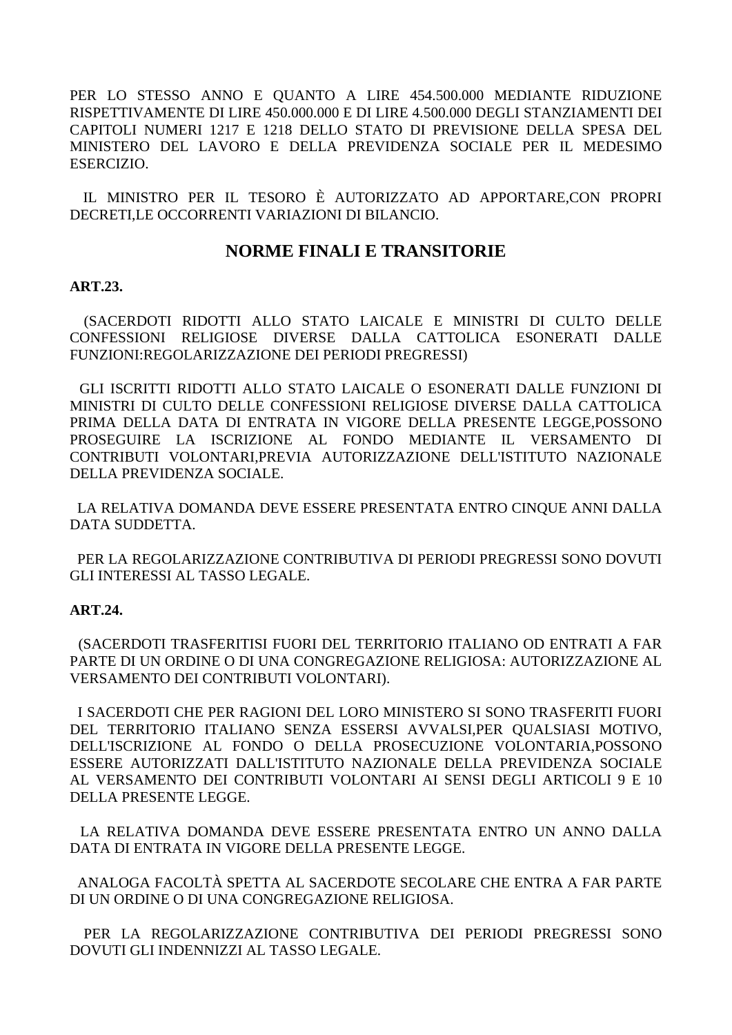PER LO STESSO ANNO E QUANTO A LIRE 454.500.000 MEDIANTE RIDUZIONE RISPETTIVAMENTE DI LIRE 450.000.000 E DI LIRE 4.500.000 DEGLI STANZIAMENTI DEI CAPITOLI NUMERI 1217 E 1218 DELLO STATO DI PREVISIONE DELLA SPESA DEL MINISTERO DEL LAVORO E DELLA PREVIDENZA SOCIALE PER IL MEDESIMO ESERCIZIO.

IL MINISTRO PER IL TESORO È AUTORIZZATO AD APPORTARE,CON PROPRI DECRETI,LE OCCORRENTI VARIAZIONI DI BILANCIO.

## NORME FINALI E TRANSITORIE

**ART.23.**

(SACERDOTI RIDOTTI ALLO STATO LAICALE E MINISTRI DI CULTO DELLE CONFESSIONI RELIGIOSE DIVERSE DALLA CATTOLICA ESONERATI DALLE FUNZIONI:REGOLARIZZAZIONE DEI PERIODI PREGRESSI)

GLI ISCRITTI RIDOTTI ALLO STATO LAICALE O ESONERATI DALLE FUNZIONI DI MINISTRI DI CULTO DELLE CONFESSIONI RELIGIOSE DIVERSE DALLA CATTOLICA PRIMA DELLA DATA DI ENTRATA IN VIGORE DELLA PRESENTE LEGGE,POSSONO PROSEGUIRE LA ISCRIZIONE AL FONDO MEDIANTE IL VERSAMENTO DI CONTRIBUTI VOLONTARI,PREVIA AUTORIZZAZIONE DELL'ISTITUTO NAZIONALE DELLA PREVIDENZA SOCIALE.

LA RELATIVA DOMANDA DEVE ESSERE PRESENTATA ENTRO CINQUE ANNI DALLA DATA SUDDETTA.

PER LA REGOLARIZZAZIONE CONTRIBUTIVA DI PERIODI PREGRESSI SONO DOVUTI GLI INTERESSI AL TASSO LEGALE.

**ART.24.**

(SACERDOTI TRASFERITISI FUORI DEL TERRITORIO ITALIANO OD ENTRATI A FAR PARTE DI UN ORDINE O DI UNA CONGREGAZIONE RELIGIOSA: AUTORIZZAZIONE AL VERSAMENTO DEI CONTRIBUTI VOLONTARI).

I SACERDOTI CHE PER RAGIONI DEL LORO MINISTERO SI SONO TRASFERITI FUORI DEL TERRITORIO ITALIANO SENZA ESSERSI AVVALSI,PER QUALSIASI MOTIVO, DELL'ISCRIZIONE AL FONDO O DELLA PROSECUZIONE VOLONTARIA,POSSONO ESSERE AUTORIZZATI DALL'ISTITUTO NAZIONALE DELLA PREVIDENZA SOCIALE AL VERSAMENTO DEI CONTRIBUTI VOLONTARI AI SENSI DEGLI ARTICOLI 9 E 10 DELLA PRESENTE LEGGE.

LA RELATIVA DOMANDA DEVE ESSERE PRESENTATA ENTRO UN ANNO DALLA DATA DI ENTRATA IN VIGORE DELLA PRESENTE LEGGE.

ANALOGA FACOLTÀ SPETTA AL SACERDOTE SECOLARE CHE ENTRA A FAR PARTE DI UN ORDINE O DI UNA CONGREGAZIONE RELIGIOSA.

PER LA REGOLARIZZAZIONE CONTRIBUTIVA DEI PERIODI PREGRESSI SONO DOVUTI GLI INDENNIZZI AL TASSO LEGALE.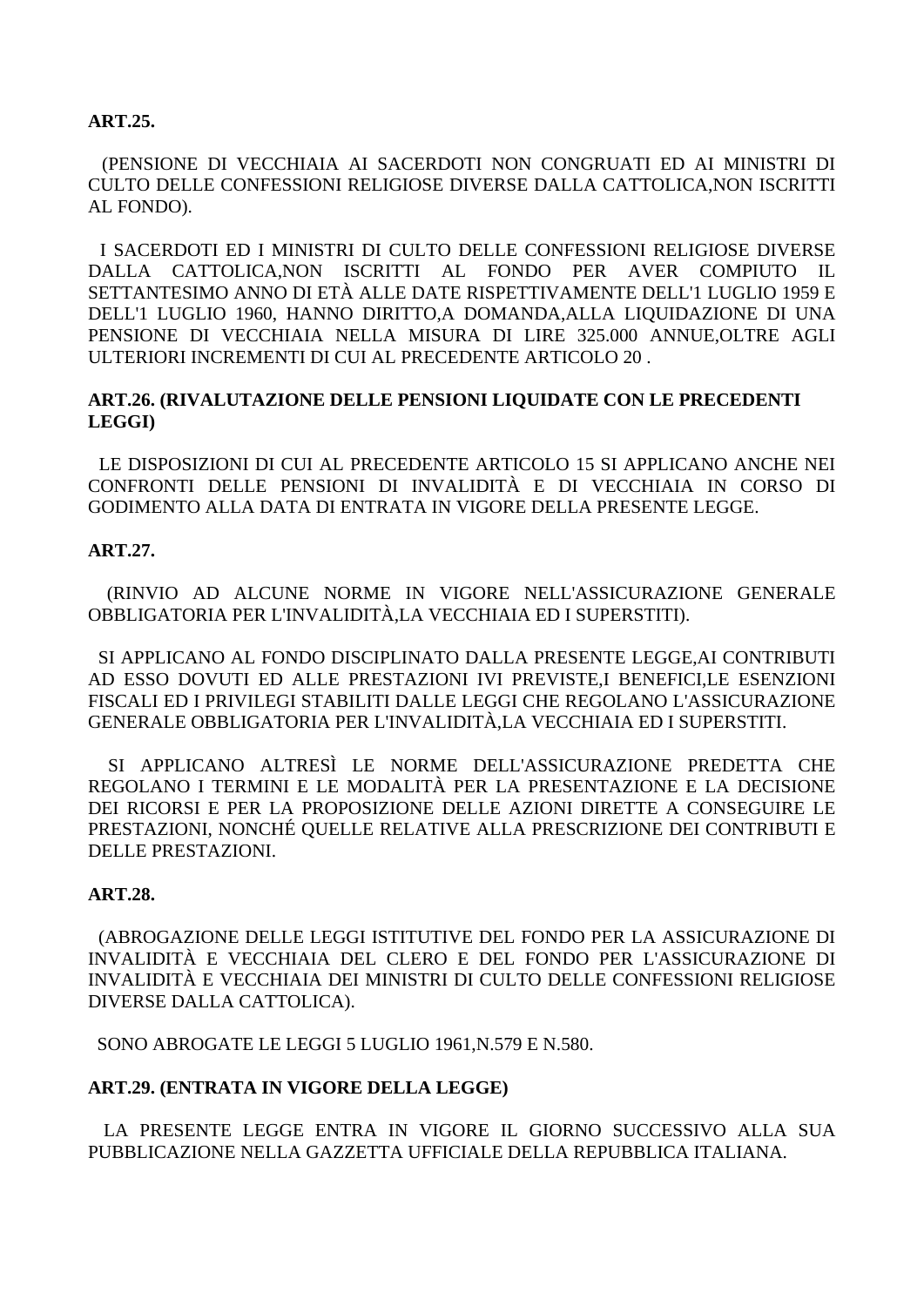**ART.25.**

(PENSIONE DI VECCHIAIA AI SACERDOTI NON CONGRUATI ED AI MINISTRI DI CULTO DELLE CONFESSIONI RELIGIOSE DIVERSE DALLA CATTOLICA,NON ISCRITTI AL FONDO).

I SACERDOTI ED I MINISTRI DI CULTO DELLE CONFESSIONI RELIGIOSE DIVERSE DALLA CATTOLICA,NON ISCRITTI AL FONDO PER AVER COMPIUTO IL SETTANTESIMO ANNO DI ETÀ ALLE DATE RISPETTIVAMENTE DELL'1 LUGLIO 1959 E DELL'1 LUGLIO 1960, HANNO DIRITTO,A DOMANDA,ALLA LIQUIDAZIONE DI UNA PENSIONE DI VECCHIAIA NELLA MISURA DI LIRE 325.000 ANNUE,OLTRE AGLI ULTERIORI INCREMENTI DI CUI AL PRECEDENTE ARTICOLO 20 .

**ART.26. (RIVALUTAZIONE DELLE PENSIONI LIQUIDATE CON LE PRECEDENTI LEGGI)**

LE DISPOSIZIONI DI CUI AL PRECEDENTE ARTICOLO 15 SI APPLICANO ANCHE NEI CONFRONTI DELLE PENSIONI DI INVALIDITÀ E DI VECCHIAIA IN CORSO DI GODIMENTO ALLA DATA DI ENTRATA IN VIGORE DELLA PRESENTE LEGGE.

**ART.27.**

(RINVIO AD ALCUNE NORME IN VIGORE NELL'ASSICURAZIONE GENERALE OBBLIGATORIA PER L'INVALIDITÀ,LA VECCHIAIA ED I SUPERSTITI).

SI APPLICANO AL FONDO DISCIPLINATO DALLA PRESENTE LEGGE,AI CONTRIBUTI AD ESSO DOVUTI ED ALLE PRESTAZIONI IVI PREVISTE,I BENEFICI,LE ESENZIONI FISCALI ED I PRIVILEGI STABILITI DALLE LEGGI CHE REGOLANO L'ASSICURAZIONE GENERALE OBBLIGATORIA PER L'INVALIDITÀ,LA VECCHIAIA ED I SUPERSTITI.

SI APPLICANO ALTRESÌ LE NORME DELL'ASSICURAZIONE PREDETTA CHE REGOLANO I TERMINI E LE MODALITÀ PER LA PRESENTAZIONE E LA DECISIONE DEI RICORSI E PER LA PROPOSIZIONE DELLE AZIONI DIRETTE A CONSEGUIRE LE PRESTAZIONI, NONCHÉ QUELLE RELATIVE ALLA PRESCRIZIONE DEI CONTRIBUTI E DELLE PRESTAZIONI.

**ART.28.**

(ABROGAZIONE DELLE LEGGI ISTITUTIVE DEL FONDO PER LA ASSICURAZIONE DI INVALIDITÀ E VECCHIAIA DEL CLERO E DEL FONDO PER L'ASSICURAZIONE DI INVALIDITÀ E VECCHIAIA DEI MINISTRI DI CULTO DELLE CONFESSIONI RELIGIOSE DIVERSE DALLA CATTOLICA).

SONO ABROGATE LE LEGGI 5 LUGLIO 1961,N.579 E N.580.

**ART.29. (ENTRATA IN VIGORE DELLA LEGGE)**

LA PRESENTE LEGGE ENTRA IN VIGORE IL GIORNO SUCCESSIVO ALLA SUA PUBBLICAZIONE NELLA GAZZETTA UFFICIALE DELLA REPUBBLICA ITALIANA.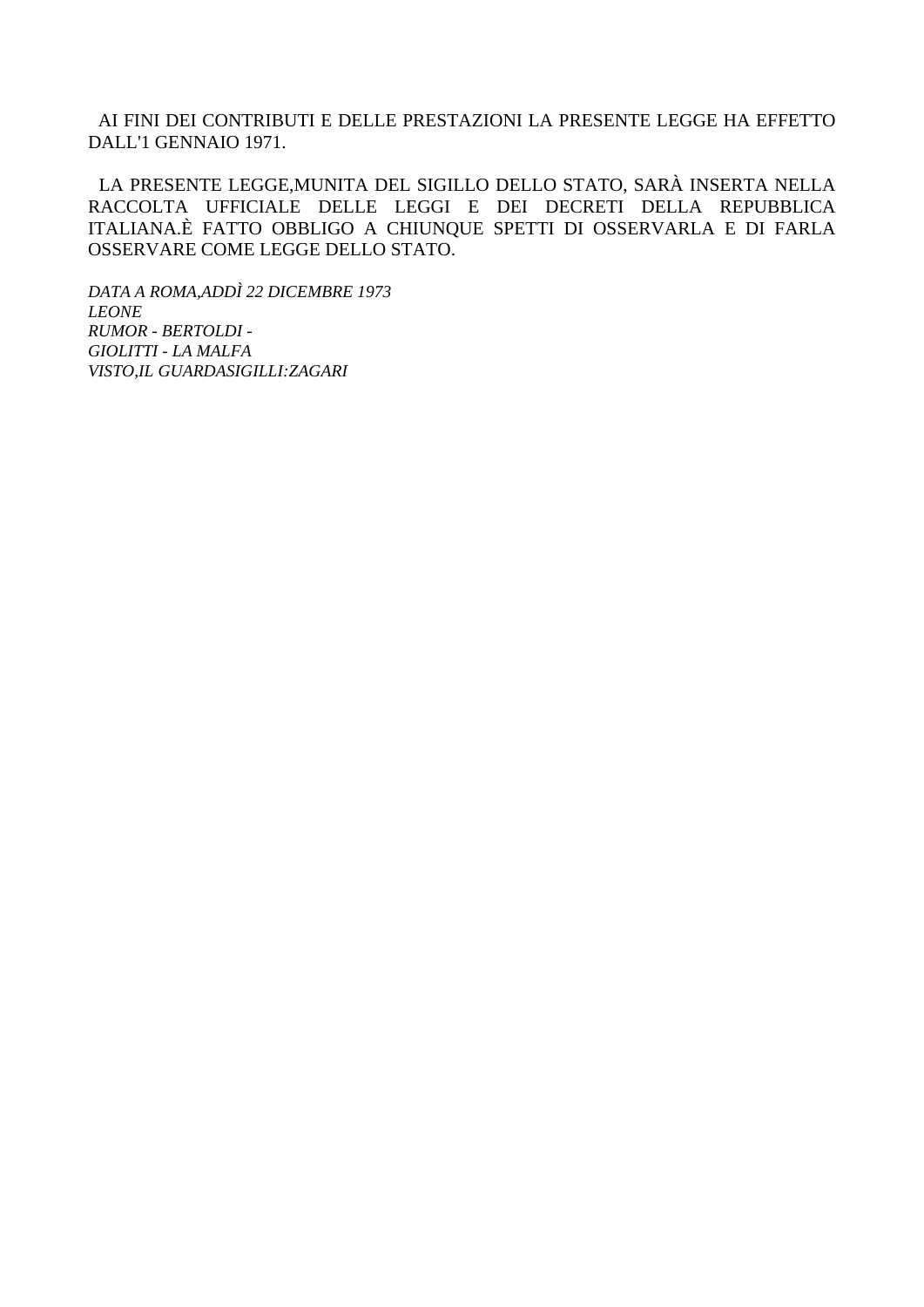AI FINI DEI CONTRIBUTI E DELLE PRESTAZIONI LA PRESENTE LEGGE HA EFFETTO DALL'1 GENNAIO 1971.

LA PRESENTE LEGGE,MUNITA DEL SIGILLO DELLO STATO, SARÀ INSERTA NELLA RACCOLTA UFFICIALE DELLE LEGGI E DEI DECRETI DELLA REPUBBLICA ITALIANA.È FATTO OBBLIGO A CHIUNQUE SPETTI DI OSSERVARLA E DI FARLA OSSERVARE COME LEGGE DELLO STATO.

*DATA A ROMA,ADDÌ 22 DICEMBRE 1973*
*LEONE*
*RUMOR - BERTOLDI -*
*GIOLITTI - LA MALFA*
*VISTO,IL GUARDASIGILLI:ZAGARI*